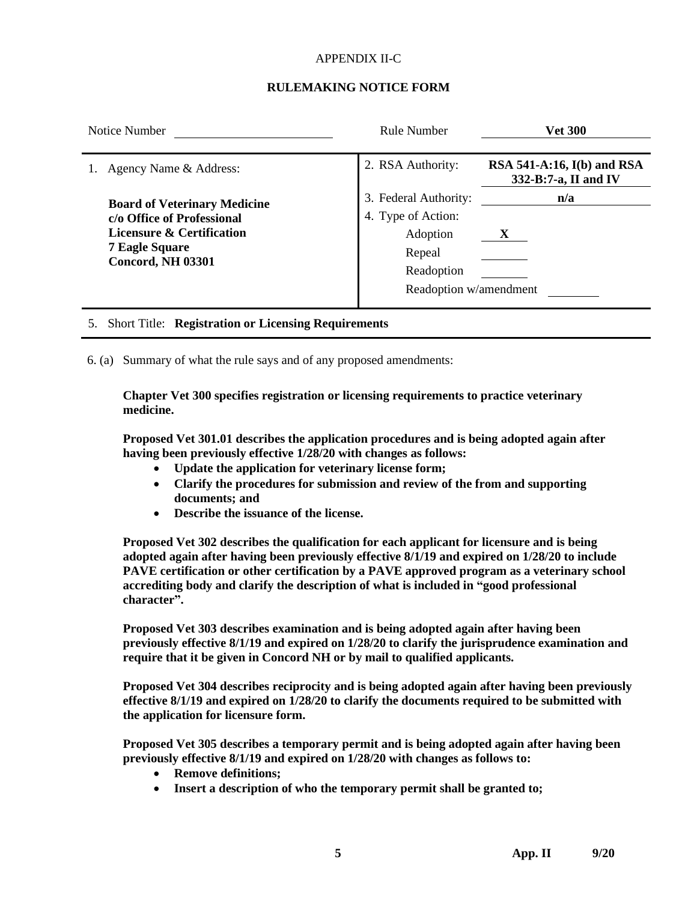APPENDIX II-C

# RULEMAKING NOTICE FORM

| Notice Number | | Rule Number | **Vet 300** |
|---|---|---|---|
| 1. Agency Name & Address: | | 2. RSA Authority: | **RSA 541-A:16, I(b) and RSA 332-B:7-a, II and IV** |
| **Board of Veterinary Medicine c/o Office of Professional Licensure & Certification 7 Eagle Square Concord, NH 03301** | | 3. Federal Authority: | **n/a** |
| | | 4. Type of Action: | |
| | | Adoption | **X** |
| | | Repeal | |
| | | Readoption | |
| | | Readoption w/amendment | |

5. Short Title: **Registration or Licensing Requirements**

6. (a) Summary of what the rule says and of any proposed amendments:

**Chapter Vet 300 specifies registration or licensing requirements to practice veterinary medicine.**

**Proposed Vet 301.01 describes the application procedures and is being adopted again after having been previously effective 1/28/20 with changes as follows:**

- **Update the application for veterinary license form;**
- **Clarify the procedures for submission and review of the from and supporting documents; and**
- **Describe the issuance of the license.**

**Proposed Vet 302 describes the qualification for each applicant for licensure and is being adopted again after having been previously effective 8/1/19 and expired on 1/28/20 to include PAVE certification or other certification by a PAVE approved program as a veterinary school accrediting body and clarify the description of what is included in "good professional character".**

**Proposed Vet 303 describes examination and is being adopted again after having been previously effective 8/1/19 and expired on 1/28/20 to clarify the jurisprudence examination and require that it be given in Concord NH or by mail to qualified applicants.**

**Proposed Vet 304 describes reciprocity and is being adopted again after having been previously effective 8/1/19 and expired on 1/28/20 to clarify the documents required to be submitted with the application for licensure form.**

**Proposed Vet 305 describes a temporary permit and is being adopted again after having been previously effective 8/1/19 and expired on 1/28/20 with changes as follows to:**

- **Remove definitions;**
- **Insert a description of who the temporary permit shall be granted to;**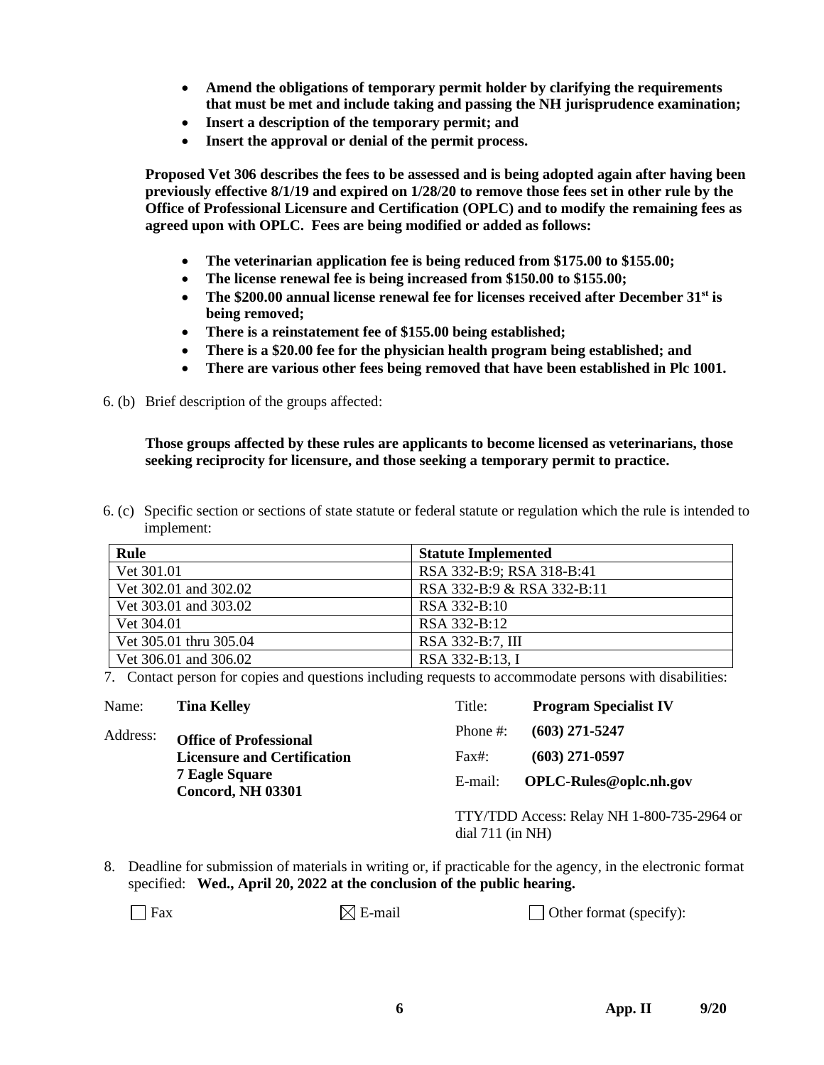- **Amend the obligations of temporary permit holder by clarifying the requirements that must be met and include taking and passing the NH jurisprudence examination;**
- **Insert a description of the temporary permit; and**
- **Insert the approval or denial of the permit process.**

**Proposed Vet 306 describes the fees to be assessed and is being adopted again after having been previously effective 8/1/19 and expired on 1/28/20 to remove those fees set in other rule by the Office of Professional Licensure and Certification (OPLC) and to modify the remaining fees as agreed upon with OPLC. Fees are being modified or added as follows:**

- **The veterinarian application fee is being reduced from $175.00 to $155.00;**
- **The license renewal fee is being increased from $150.00 to $155.00;**
- **The $200.00 annual license renewal fee for licenses received after December 31st is being removed;**
- **There is a reinstatement fee of $155.00 being established;**
- **There is a $20.00 fee for the physician health program being established; and**
- **There are various other fees being removed that have been established in Plc 1001.**

6. (b) Brief description of the groups affected:

**Those groups affected by these rules are applicants to become licensed as veterinarians, those seeking reciprocity for licensure, and those seeking a temporary permit to practice.**

6. (c) Specific section or sections of state statute or federal statute or regulation which the rule is intended to implement:

| Rule | Statute Implemented |
|---|---|
| Vet 301.01 | RSA 332-B:9; RSA 318-B:41 |
| Vet 302.01 and 302.02 | RSA 332-B:9 & RSA 332-B:11 |
| Vet 303.01 and 303.02 | RSA 332-B:10 |
| Vet 304.01 | RSA 332-B:12 |
| Vet 305.01 thru 305.04 | RSA 332-B:7, III |
| Vet 306.01 and 306.02 | RSA 332-B:13, I |

7. Contact person for copies and questions including requests to accommodate persons with disabilities:

Name: **Tina Kelley**

Title: **Program Specialist IV**

Address: **Office of Professional Licensure and Certification 7 Eagle Square Concord, NH 03301**

Phone #: **(603) 271-5247**

Fax#: **(603) 271-0597**

E-mail: **OPLC-Rules@oplc.nh.gov**

TTY/TDD Access: Relay NH 1-800-735-2964 or dial 711 (in NH)

8. Deadline for submission of materials in writing or, if practicable for the agency, in the electronic format specified: **Wed., April 20, 2022 at the conclusion of the public hearing.**

☐ Fax ☒ E-mail ☐ Other format (specify):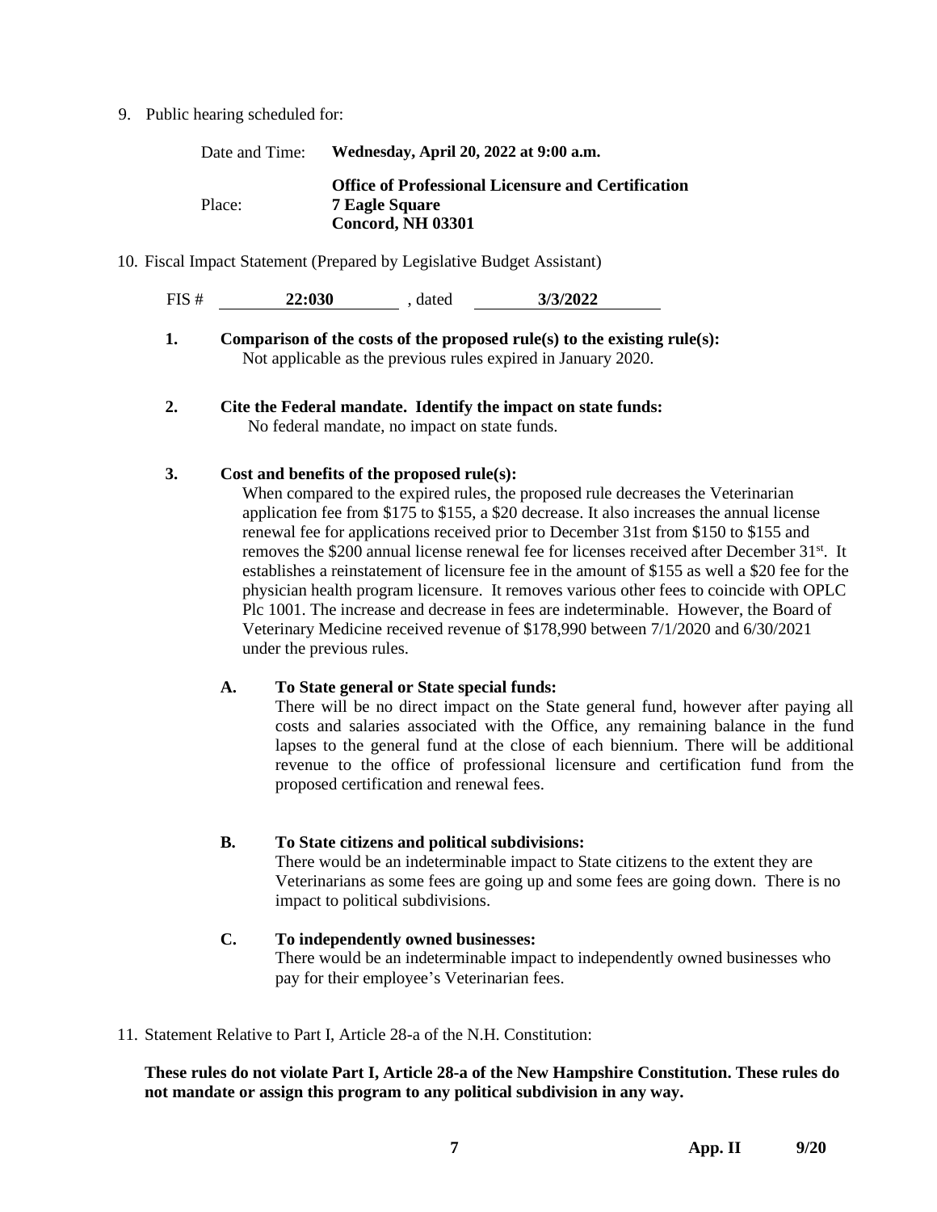9. Public hearing scheduled for:

Date and Time: **Wednesday, April 20, 2022 at 9:00 a.m.**

Place: **Office of Professional Licensure and Certification**
**7 Eagle Square**
**Concord, NH 03301**

10. Fiscal Impact Statement (Prepared by Legislative Budget Assistant)

FIS # **22:030** , dated **3/3/2022**

**1. Comparison of the costs of the proposed rule(s) to the existing rule(s):**
Not applicable as the previous rules expired in January 2020.

**2. Cite the Federal mandate. Identify the impact on state funds:**
No federal mandate, no impact on state funds.

**3. Cost and benefits of the proposed rule(s):**
When compared to the expired rules, the proposed rule decreases the Veterinarian application fee from $175 to $155, a $20 decrease. It also increases the annual license renewal fee for applications received prior to December 31st from $150 to $155 and removes the $200 annual license renewal fee for licenses received after December 31st. It establishes a reinstatement of licensure fee in the amount of $155 as well a $20 fee for the physician health program licensure. It removes various other fees to coincide with OPLC Plc 1001. The increase and decrease in fees are indeterminable. However, the Board of Veterinary Medicine received revenue of $178,990 between 7/1/2020 and 6/30/2021 under the previous rules.

**A. To State general or State special funds:**
There will be no direct impact on the State general fund, however after paying all costs and salaries associated with the Office, any remaining balance in the fund lapses to the general fund at the close of each biennium. There will be additional revenue to the office of professional licensure and certification fund from the proposed certification and renewal fees.

**B. To State citizens and political subdivisions:**
There would be an indeterminable impact to State citizens to the extent they are Veterinarians as some fees are going up and some fees are going down. There is no impact to political subdivisions.

**C. To independently owned businesses:**
There would be an indeterminable impact to independently owned businesses who pay for their employee's Veterinarian fees.

11. Statement Relative to Part I, Article 28-a of the N.H. Constitution:

**These rules do not violate Part I, Article 28-a of the New Hampshire Constitution. These rules do not mandate or assign this program to any political subdivision in any way.**